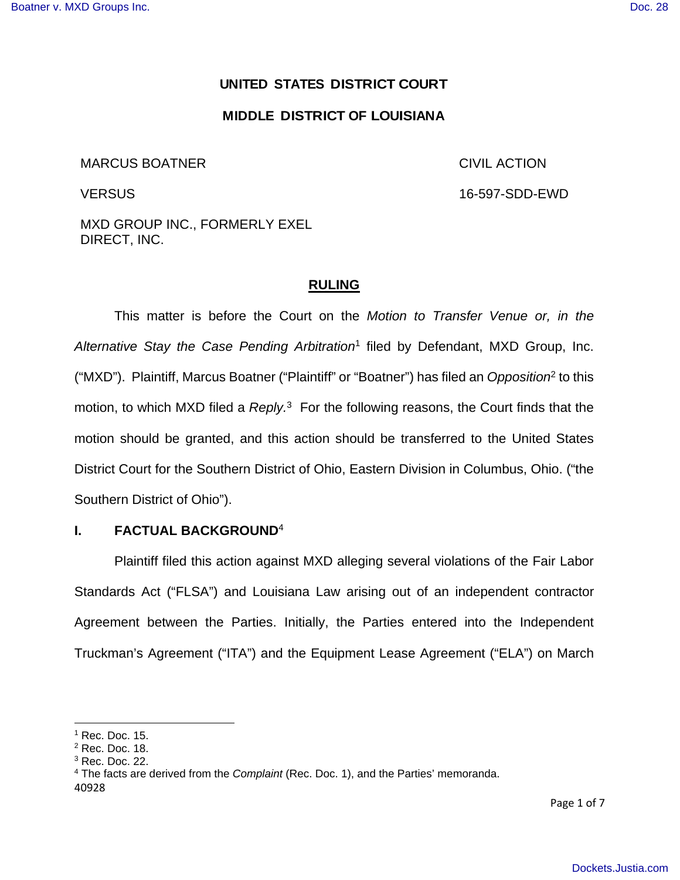**UNITED STATES DISTRICT COURT**

**MIDDLE DISTRICT OF LOUISIANA**

MARCUS BOATNER | CIVIL ACTION
--- | ---
VERSUS | 16-597-SDD-EWD
MXD GROUP INC., FORMERLY EXEL DIRECT, INC. |

## RULING

This matter is before the Court on the *Motion to Transfer Venue or, in the Alternative Stay the Case Pending Arbitration*[1] filed by Defendant, MXD Group, Inc. ("MXD"). Plaintiff, Marcus Boatner ("Plaintiff" or "Boatner") has filed an *Opposition*[2] to this motion, to which MXD filed a *Reply.*[3] For the following reasons, the Court finds that the motion should be granted, and this action should be transferred to the United States District Court for the Southern District of Ohio, Eastern Division in Columbus, Ohio. ("the Southern District of Ohio").

### I. FACTUAL BACKGROUND[4]

Plaintiff filed this action against MXD alleging several violations of the Fair Labor Standards Act ("FLSA") and Louisiana Law arising out of an independent contractor Agreement between the Parties. Initially, the Parties entered into the Independent Truckman's Agreement ("ITA") and the Equipment Lease Agreement ("ELA") on March

---

[1] Rec. Doc. 15.
[2] Rec. Doc. 18.
[3] Rec. Doc. 22.
[4] The facts are derived from the *Complaint* (Rec. Doc. 1), and the Parties' memoranda.

40928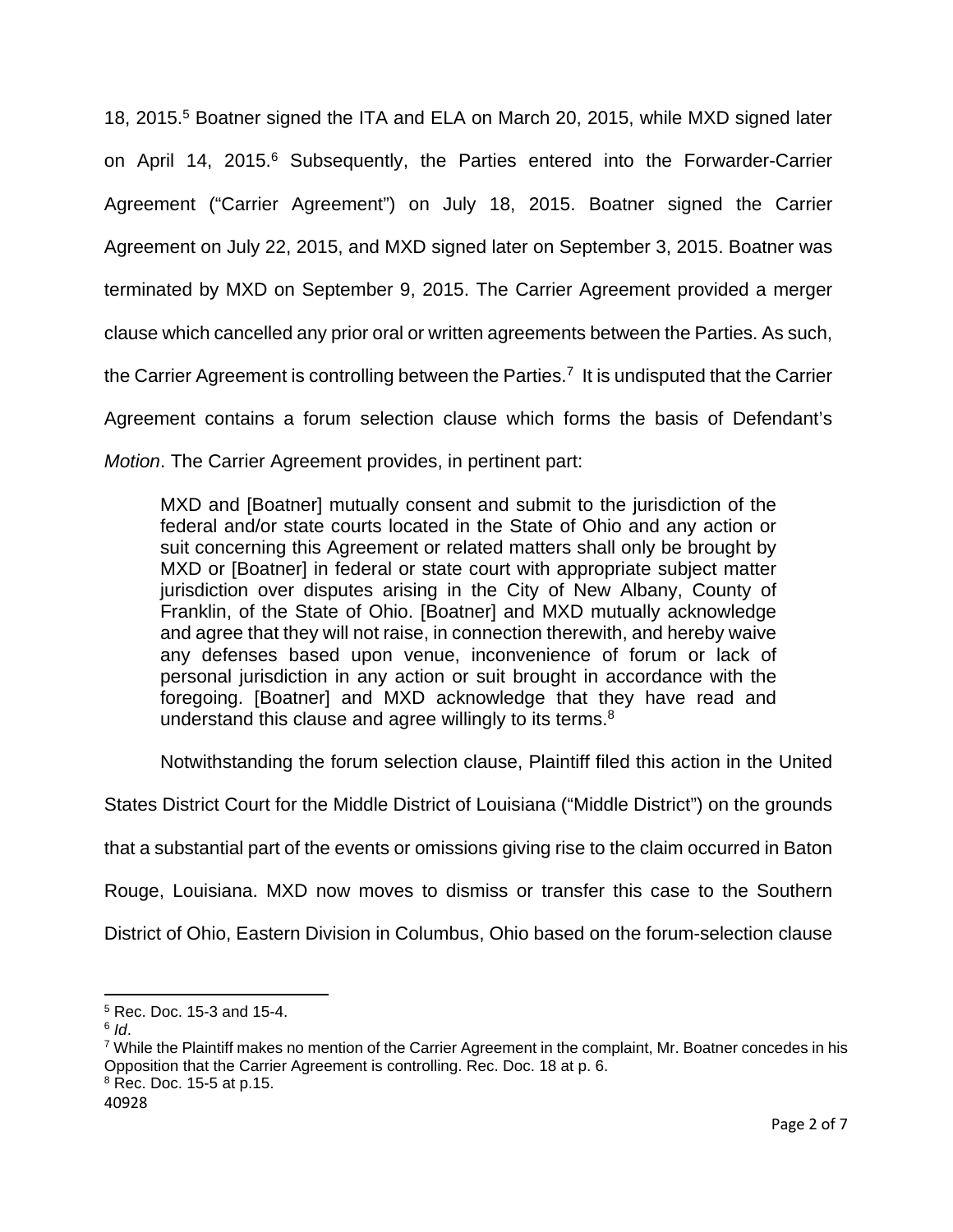18, 2015.[5] Boatner signed the ITA and ELA on March 20, 2015, while MXD signed later on April 14, 2015.[6] Subsequently, the Parties entered into the Forwarder-Carrier Agreement ("Carrier Agreement") on July 18, 2015. Boatner signed the Carrier Agreement on July 22, 2015, and MXD signed later on September 3, 2015. Boatner was terminated by MXD on September 9, 2015. The Carrier Agreement provided a merger clause which cancelled any prior oral or written agreements between the Parties. As such, the Carrier Agreement is controlling between the Parties.[7] It is undisputed that the Carrier Agreement contains a forum selection clause which forms the basis of Defendant's *Motion*. The Carrier Agreement provides, in pertinent part:

> MXD and [Boatner] mutually consent and submit to the jurisdiction of the federal and/or state courts located in the State of Ohio and any action or suit concerning this Agreement or related matters shall only be brought by MXD or [Boatner] in federal or state court with appropriate subject matter jurisdiction over disputes arising in the City of New Albany, County of Franklin, of the State of Ohio. [Boatner] and MXD mutually acknowledge and agree that they will not raise, in connection therewith, and hereby waive any defenses based upon venue, inconvenience of forum or lack of personal jurisdiction in any action or suit brought in accordance with the foregoing. [Boatner] and MXD acknowledge that they have read and understand this clause and agree willingly to its terms.[8]

Notwithstanding the forum selection clause, Plaintiff filed this action in the United States District Court for the Middle District of Louisiana ("Middle District") on the grounds that a substantial part of the events or omissions giving rise to the claim occurred in Baton Rouge, Louisiana. MXD now moves to dismiss or transfer this case to the Southern District of Ohio, Eastern Division in Columbus, Ohio based on the forum-selection clause

---

[5] Rec. Doc. 15-3 and 15-4.

[6] *Id*.

[7] While the Plaintiff makes no mention of the Carrier Agreement in the complaint, Mr. Boatner concedes in his Opposition that the Carrier Agreement is controlling. Rec. Doc. 18 at p. 6.

[8] Rec. Doc. 15-5 at p.15.

40928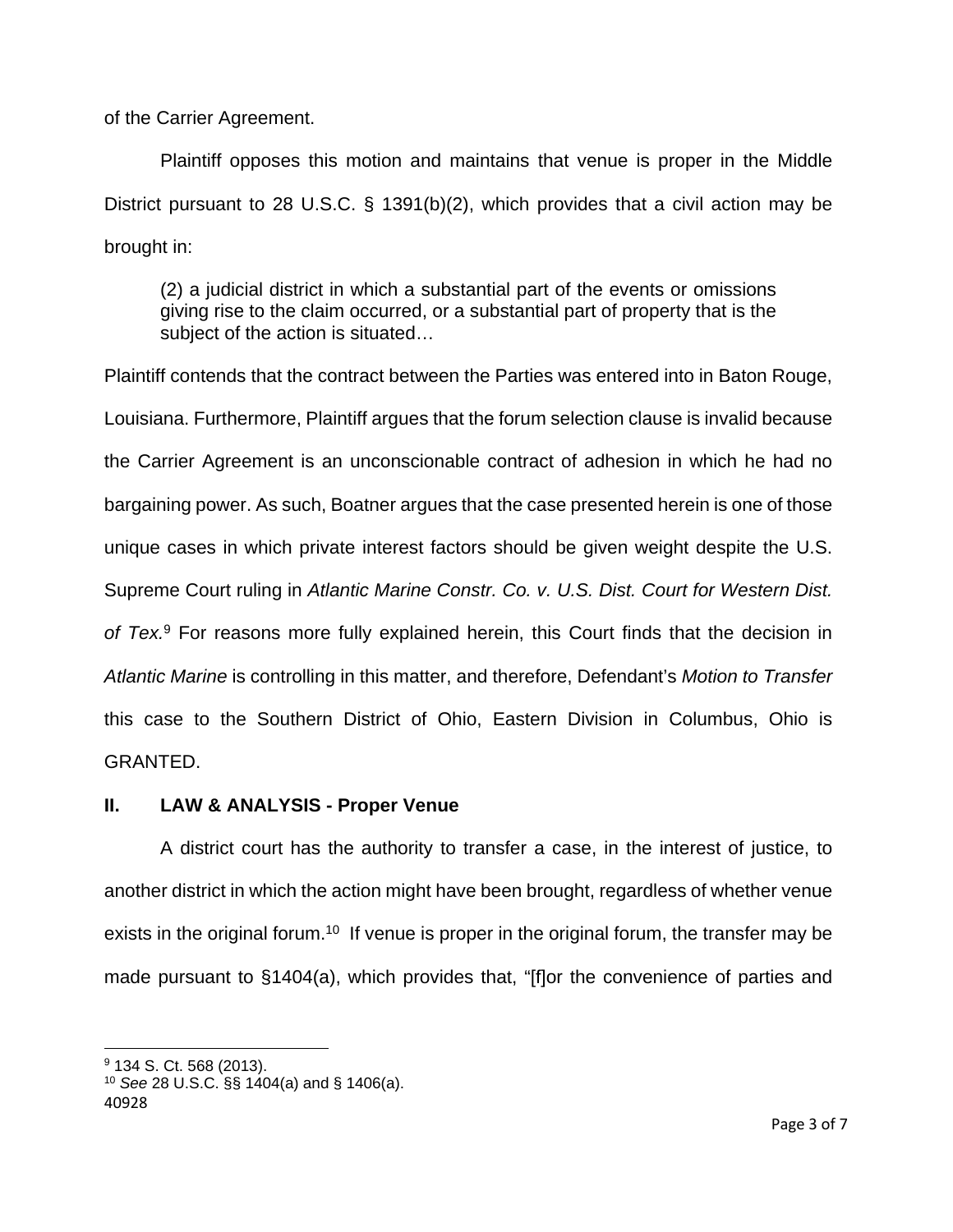of the Carrier Agreement.

Plaintiff opposes this motion and maintains that venue is proper in the Middle District pursuant to 28 U.S.C. § 1391(b)(2), which provides that a civil action may be brought in:

> (2) a judicial district in which a substantial part of the events or omissions giving rise to the claim occurred, or a substantial part of property that is the subject of the action is situated…

Plaintiff contends that the contract between the Parties was entered into in Baton Rouge, Louisiana. Furthermore, Plaintiff argues that the forum selection clause is invalid because the Carrier Agreement is an unconscionable contract of adhesion in which he had no bargaining power. As such, Boatner argues that the case presented herein is one of those unique cases in which private interest factors should be given weight despite the U.S. Supreme Court ruling in *Atlantic Marine Constr. Co. v. U.S. Dist. Court for Western Dist. of Tex.*[9] For reasons more fully explained herein, this Court finds that the decision in *Atlantic Marine* is controlling in this matter, and therefore, Defendant's *Motion to Transfer* this case to the Southern District of Ohio, Eastern Division in Columbus, Ohio is GRANTED.

## II. LAW & ANALYSIS - Proper Venue

A district court has the authority to transfer a case, in the interest of justice, to another district in which the action might have been brought, regardless of whether venue exists in the original forum.[10] If venue is proper in the original forum, the transfer may be made pursuant to §1404(a), which provides that, "[f]or the convenience of parties and

---

[9] 134 S. Ct. 568 (2013).

[10] *See* 28 U.S.C. §§ 1404(a) and § 1406(a).

40928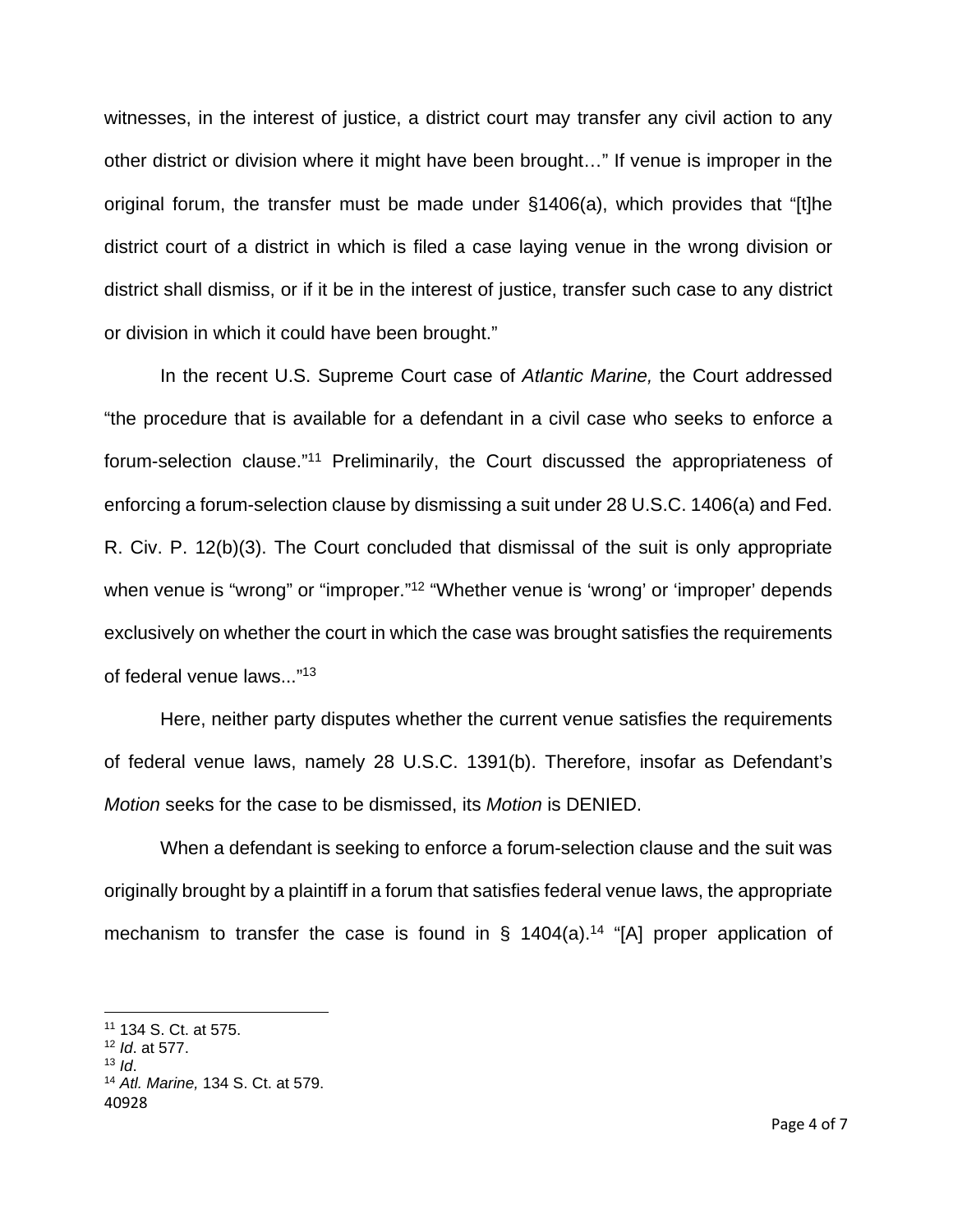witnesses, in the interest of justice, a district court may transfer any civil action to any other district or division where it might have been brought…" If venue is improper in the original forum, the transfer must be made under §1406(a), which provides that "[t]he district court of a district in which is filed a case laying venue in the wrong division or district shall dismiss, or if it be in the interest of justice, transfer such case to any district or division in which it could have been brought."

In the recent U.S. Supreme Court case of *Atlantic Marine,* the Court addressed "the procedure that is available for a defendant in a civil case who seeks to enforce a forum-selection clause."[11] Preliminarily, the Court discussed the appropriateness of enforcing a forum-selection clause by dismissing a suit under 28 U.S.C. 1406(a) and Fed. R. Civ. P. 12(b)(3). The Court concluded that dismissal of the suit is only appropriate when venue is "wrong" or "improper."[12] "Whether venue is 'wrong' or 'improper' depends exclusively on whether the court in which the case was brought satisfies the requirements of federal venue laws..."[13]

Here, neither party disputes whether the current venue satisfies the requirements of federal venue laws, namely 28 U.S.C. 1391(b). Therefore, insofar as Defendant's *Motion* seeks for the case to be dismissed, its *Motion* is DENIED.

When a defendant is seeking to enforce a forum-selection clause and the suit was originally brought by a plaintiff in a forum that satisfies federal venue laws, the appropriate mechanism to transfer the case is found in § 1404(a).[14] "[A] proper application of

---

[11] 134 S. Ct. at 575.
[12] *Id*. at 577.
[13] *Id*.
[14] *Atl. Marine,* 134 S. Ct. at 579.

40928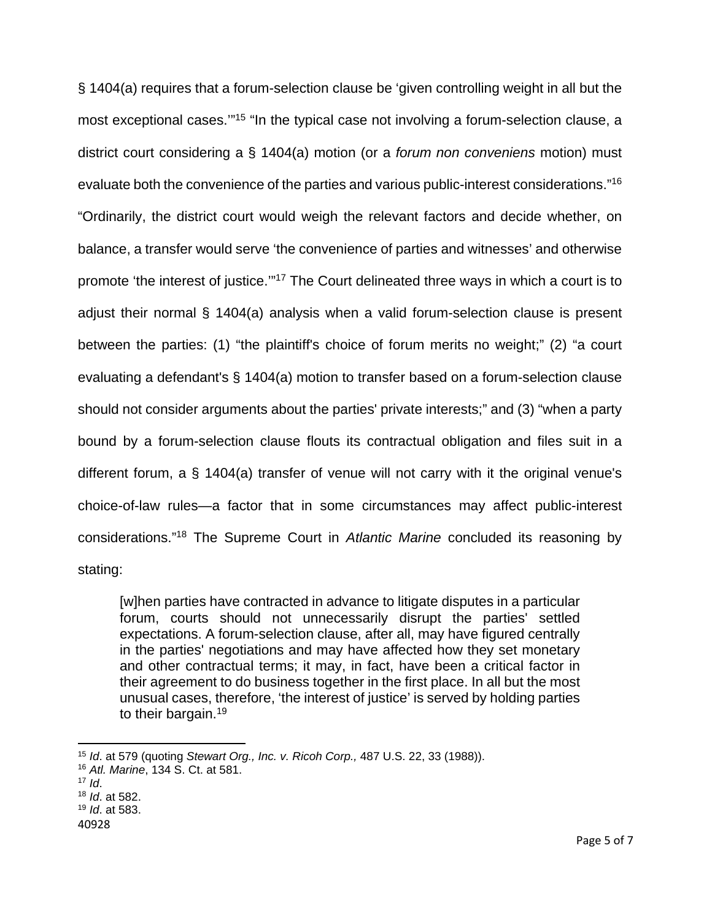§ 1404(a) requires that a forum-selection clause be 'given controlling weight in all but the most exceptional cases.'"[15] "In the typical case not involving a forum-selection clause, a district court considering a § 1404(a) motion (or a *forum non conveniens* motion) must evaluate both the convenience of the parties and various public-interest considerations."[16] "Ordinarily, the district court would weigh the relevant factors and decide whether, on balance, a transfer would serve 'the convenience of parties and witnesses' and otherwise promote 'the interest of justice.'"[17] The Court delineated three ways in which a court is to adjust their normal § 1404(a) analysis when a valid forum-selection clause is present between the parties: (1) "the plaintiff's choice of forum merits no weight;" (2) "a court evaluating a defendant's § 1404(a) motion to transfer based on a forum-selection clause should not consider arguments about the parties' private interests;" and (3) "when a party bound by a forum-selection clause flouts its contractual obligation and files suit in a different forum, a § 1404(a) transfer of venue will not carry with it the original venue's choice-of-law rules—a factor that in some circumstances may affect public-interest considerations."[18] The Supreme Court in *Atlantic Marine* concluded its reasoning by stating:

> [w]hen parties have contracted in advance to litigate disputes in a particular forum, courts should not unnecessarily disrupt the parties' settled expectations. A forum-selection clause, after all, may have figured centrally in the parties' negotiations and may have affected how they set monetary and other contractual terms; it may, in fact, have been a critical factor in their agreement to do business together in the first place. In all but the most unusual cases, therefore, 'the interest of justice' is served by holding parties to their bargain.[19]

---

[15] *Id*. at 579 (quoting *Stewart Org., Inc. v. Ricoh Corp.,* 487 U.S. 22, 33 (1988)).
[16] *Atl. Marine*, 134 S. Ct. at 581.
[17] *Id*.
[18] *Id*. at 582.
[19] *Id*. at 583.

40928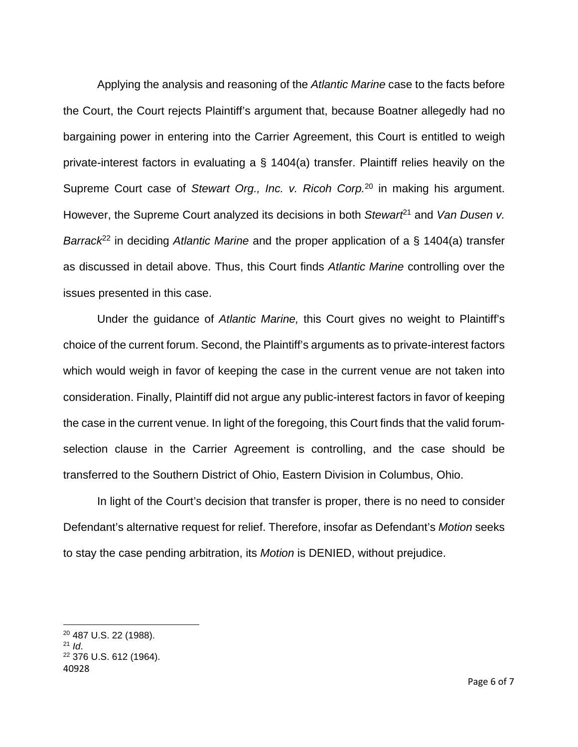Applying the analysis and reasoning of the *Atlantic Marine* case to the facts before the Court, the Court rejects Plaintiff's argument that, because Boatner allegedly had no bargaining power in entering into the Carrier Agreement, this Court is entitled to weigh private-interest factors in evaluating a § 1404(a) transfer. Plaintiff relies heavily on the Supreme Court case of *Stewart Org., Inc. v. Ricoh Corp.*[20] in making his argument. However, the Supreme Court analyzed its decisions in both *Stewart*[21] and *Van Dusen v. Barrack*[22] in deciding *Atlantic Marine* and the proper application of a § 1404(a) transfer as discussed in detail above. Thus, this Court finds *Atlantic Marine* controlling over the issues presented in this case.

Under the guidance of *Atlantic Marine,* this Court gives no weight to Plaintiff's choice of the current forum. Second, the Plaintiff's arguments as to private-interest factors which would weigh in favor of keeping the case in the current venue are not taken into consideration. Finally, Plaintiff did not argue any public-interest factors in favor of keeping the case in the current venue. In light of the foregoing, this Court finds that the valid forum-selection clause in the Carrier Agreement is controlling, and the case should be transferred to the Southern District of Ohio, Eastern Division in Columbus, Ohio.

In light of the Court's decision that transfer is proper, there is no need to consider Defendant's alternative request for relief. Therefore, insofar as Defendant's *Motion* seeks to stay the case pending arbitration, its *Motion* is DENIED, without prejudice.

---

[20] 487 U.S. 22 (1988).
[21] *Id*.
[22] 376 U.S. 612 (1964).

40928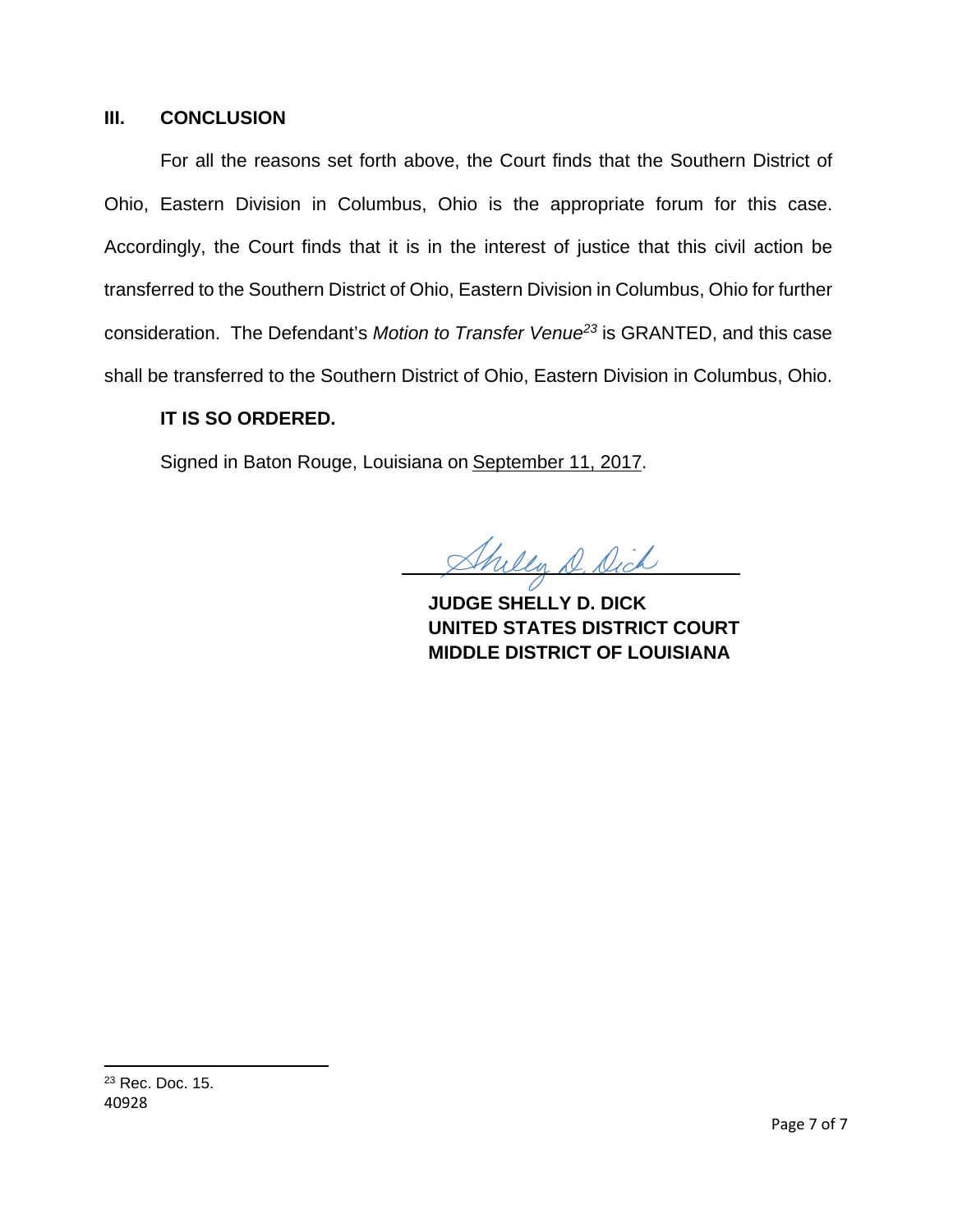## III. CONCLUSION

For all the reasons set forth above, the Court finds that the Southern District of Ohio, Eastern Division in Columbus, Ohio is the appropriate forum for this case. Accordingly, the Court finds that it is in the interest of justice that this civil action be transferred to the Southern District of Ohio, Eastern Division in Columbus, Ohio for further consideration. The Defendant's *Motion to Transfer Venue*[23] is GRANTED, and this case shall be transferred to the Southern District of Ohio, Eastern Division in Columbus, Ohio.

**IT IS SO ORDERED.**

Signed in Baton Rouge, Louisiana on September 11, 2017.

**JUDGE SHELLY D. DICK**
**UNITED STATES DISTRICT COURT**
**MIDDLE DISTRICT OF LOUISIANA**

---

[23] Rec. Doc. 15.

40928